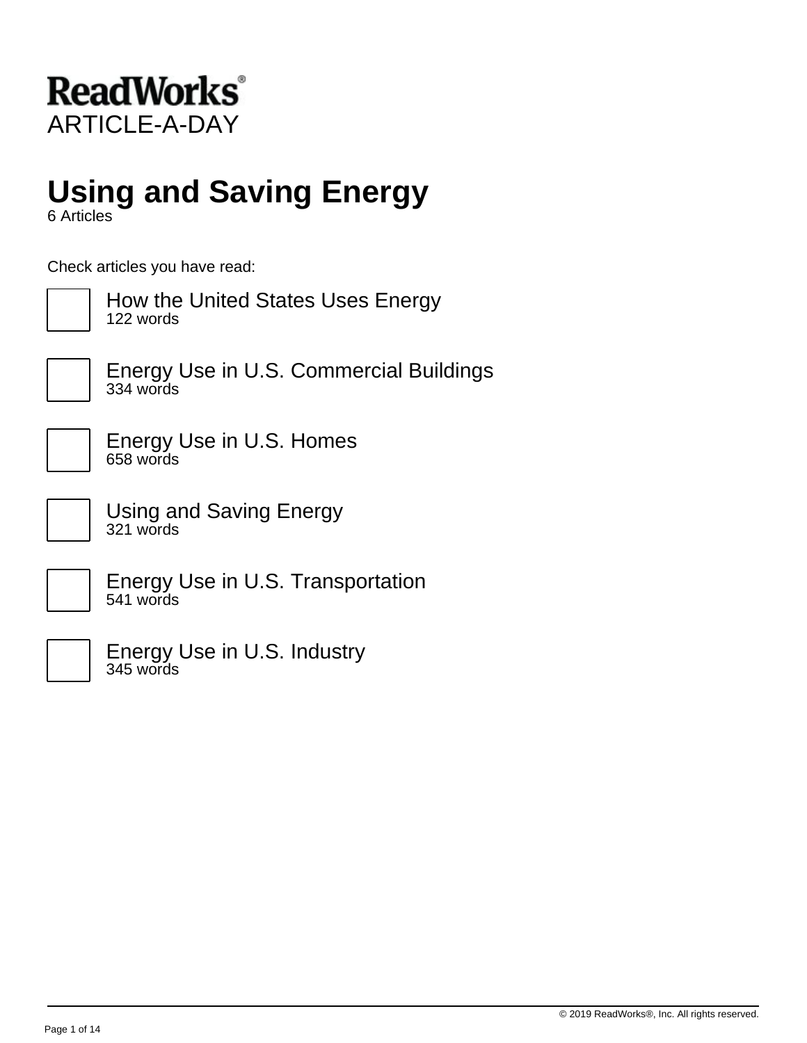ReadWorks®
ARTICLE-A-DAY

# Using and Saving Energy

6 Articles

Check articles you have read:

- [ ] How the United States Uses Energy
  122 words

- [ ] Energy Use in U.S. Commercial Buildings
  334 words

- [ ] Energy Use in U.S. Homes
  658 words

- [ ] Using and Saving Energy
  321 words

- [ ] Energy Use in U.S. Transportation
  541 words

- [ ] Energy Use in U.S. Industry
  345 words

© 2019 ReadWorks®, Inc. All rights reserved.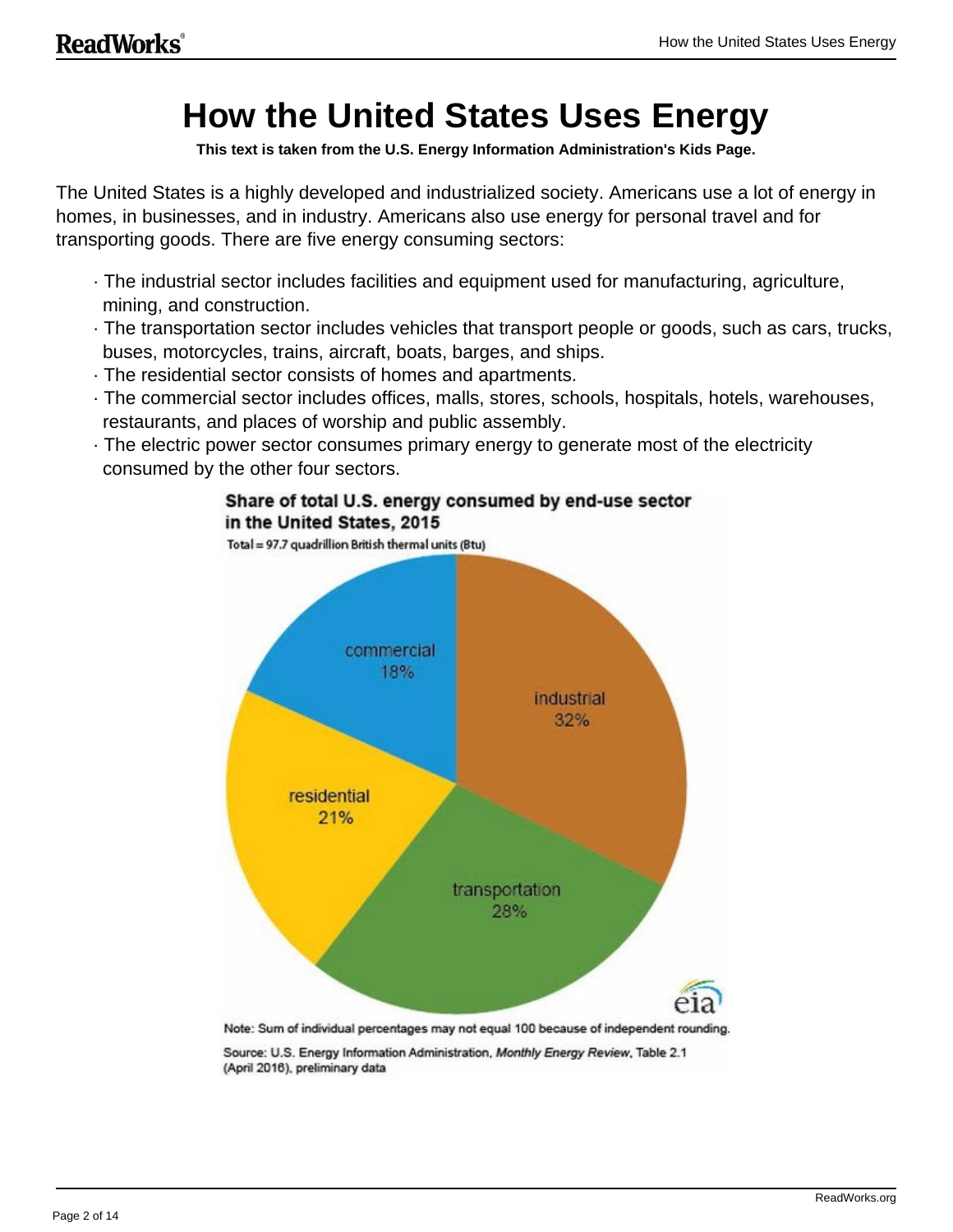# How the United States Uses Energy

**This text is taken from the U.S. Energy Information Administration's Kids Page.**

The United States is a highly developed and industrialized society. Americans use a lot of energy in homes, in businesses, and in industry. Americans also use energy for personal travel and for transporting goods. There are five energy consuming sectors:

- The industrial sector includes facilities and equipment used for manufacturing, agriculture, mining, and construction.
- The transportation sector includes vehicles that transport people or goods, such as cars, trucks, buses, motorcycles, trains, aircraft, boats, barges, and ships.
- The residential sector consists of homes and apartments.
- The commercial sector includes offices, malls, stores, schools, hospitals, hotels, warehouses, restaurants, and places of worship and public assembly.
- The electric power sector consumes primary energy to generate most of the electricity consumed by the other four sectors.

**Share of total U.S. energy consumed by end-use sector in the United States, 2015**

Total = 97.7 quadrillion British thermal units (Btu)

| Sector | Share |
|---|---|
| industrial | 32% |
| transportation | 28% |
| residential | 21% |
| commercial | 18% |

Note: Sum of individual percentages may not equal 100 because of independent rounding.

Source: U.S. Energy Information Administration, *Monthly Energy Review*, Table 2.1 (April 2016), preliminary data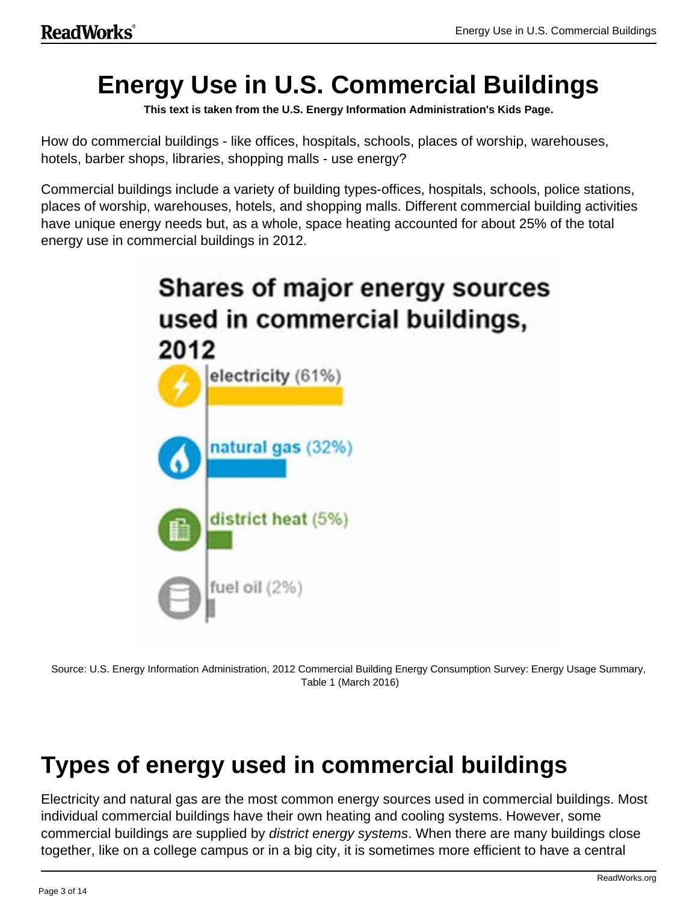# Energy Use in U.S. Commercial Buildings

**This text is taken from the U.S. Energy Information Administration's Kids Page.**

How do commercial buildings - like offices, hospitals, schools, places of worship, warehouses, hotels, barber shops, libraries, shopping malls - use energy?

Commercial buildings include a variety of building types-offices, hospitals, schools, police stations, places of worship, warehouses, hotels, and shopping malls. Different commercial building activities have unique energy needs but, as a whole, space heating accounted for about 25% of the total energy use in commercial buildings in 2012.

**Shares of major energy sources used in commercial buildings, 2012**

- electricity (61%)
- natural gas (32%)
- district heat (5%)
- fuel oil (2%)

Source: U.S. Energy Information Administration, 2012 Commercial Building Energy Consumption Survey: Energy Usage Summary, Table 1 (March 2016)

## Types of energy used in commercial buildings

Electricity and natural gas are the most common energy sources used in commercial buildings. Most individual commercial buildings have their own heating and cooling systems. However, some commercial buildings are supplied by *district energy systems*. When there are many buildings close together, like on a college campus or in a big city, it is sometimes more efficient to have a central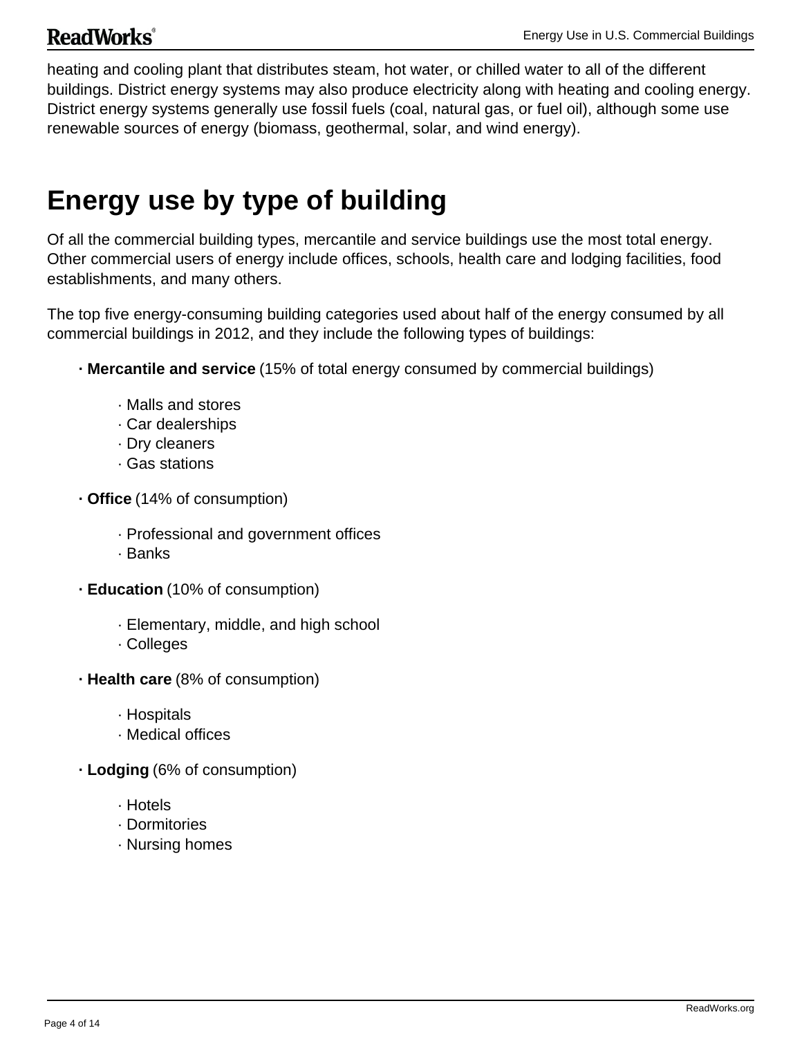heating and cooling plant that distributes steam, hot water, or chilled water to all of the different buildings. District energy systems may also produce electricity along with heating and cooling energy. District energy systems generally use fossil fuels (coal, natural gas, or fuel oil), although some use renewable sources of energy (biomass, geothermal, solar, and wind energy).

## Energy use by type of building

Of all the commercial building types, mercantile and service buildings use the most total energy. Other commercial users of energy include offices, schools, health care and lodging facilities, food establishments, and many others.

The top five energy-consuming building categories used about half of the energy consumed by all commercial buildings in 2012, and they include the following types of buildings:

- **Mercantile and service** (15% of total energy consumed by commercial buildings)
  - Malls and stores
  - Car dealerships
  - Dry cleaners
  - Gas stations
- **Office** (14% of consumption)
  - Professional and government offices
  - Banks
- **Education** (10% of consumption)
  - Elementary, middle, and high school
  - Colleges
- **Health care** (8% of consumption)
  - Hospitals
  - Medical offices
- **Lodging** (6% of consumption)
  - Hotels
  - Dormitories
  - Nursing homes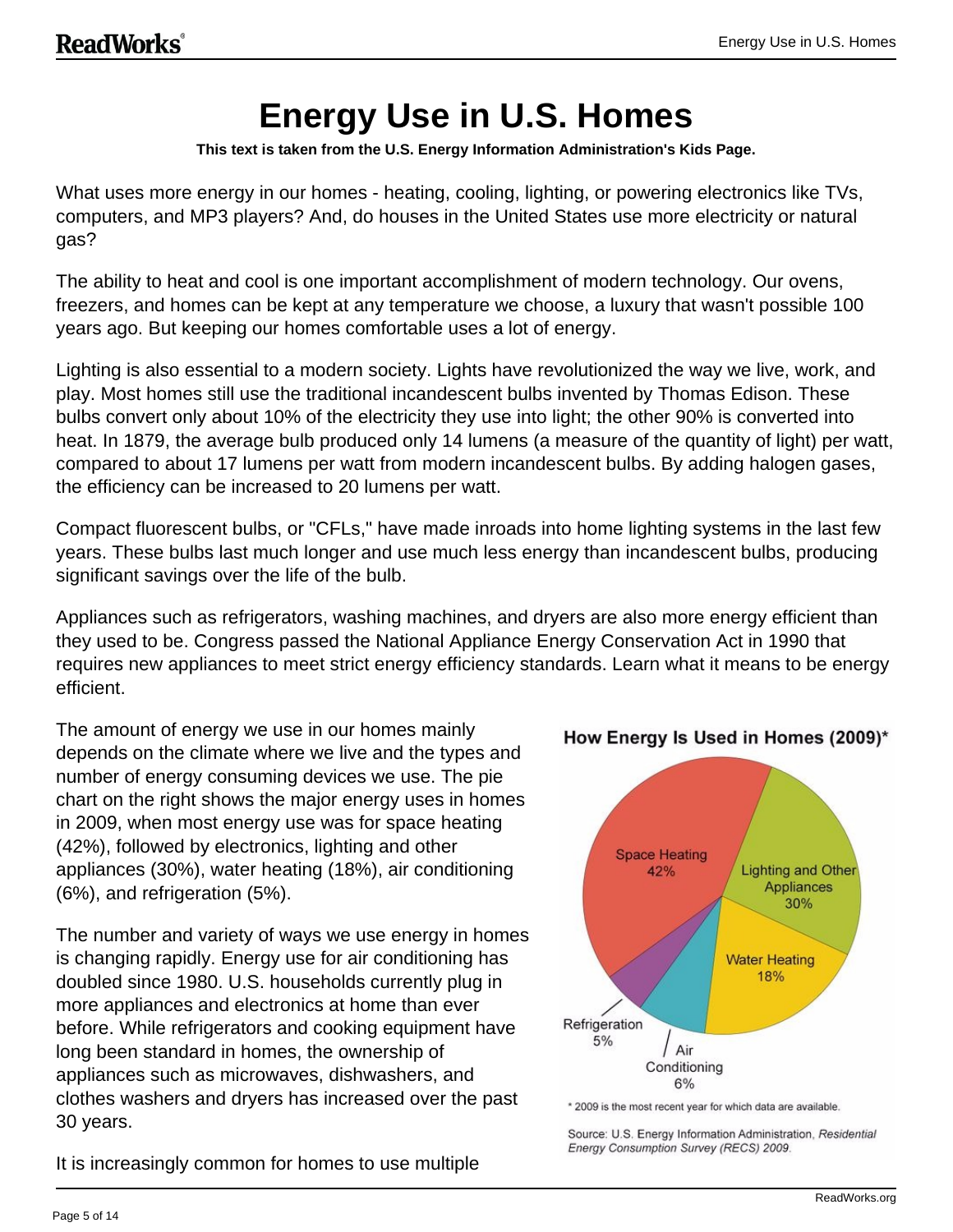# Energy Use in U.S. Homes

**This text is taken from the U.S. Energy Information Administration's Kids Page.**

What uses more energy in our homes - heating, cooling, lighting, or powering electronics like TVs, computers, and MP3 players? And, do houses in the United States use more electricity or natural gas?

The ability to heat and cool is one important accomplishment of modern technology. Our ovens, freezers, and homes can be kept at any temperature we choose, a luxury that wasn't possible 100 years ago. But keeping our homes comfortable uses a lot of energy.

Lighting is also essential to a modern society. Lights have revolutionized the way we live, work, and play. Most homes still use the traditional incandescent bulbs invented by Thomas Edison. These bulbs convert only about 10% of the electricity they use into light; the other 90% is converted into heat. In 1879, the average bulb produced only 14 lumens (a measure of the quantity of light) per watt, compared to about 17 lumens per watt from modern incandescent bulbs. By adding halogen gases, the efficiency can be increased to 20 lumens per watt.

Compact fluorescent bulbs, or "CFLs," have made inroads into home lighting systems in the last few years. These bulbs last much longer and use much less energy than incandescent bulbs, producing significant savings over the life of the bulb.

Appliances such as refrigerators, washing machines, and dryers are also more energy efficient than they used to be. Congress passed the National Appliance Energy Conservation Act in 1990 that requires new appliances to meet strict energy efficiency standards. Learn what it means to be energy efficient.

The amount of energy we use in our homes mainly depends on the climate where we live and the types and number of energy consuming devices we use. The pie chart on the right shows the major energy uses in homes in 2009, when most energy use was for space heating (42%), followed by electronics, lighting and other appliances (30%), water heating (18%), air conditioning (6%), and refrigeration (5%).

**How Energy Is Used in Homes (2009)***

| Use | Share |
|---|---|
| Space Heating | 42% |
| Lighting and Other Appliances | 30% |
| Water Heating | 18% |
| Air Conditioning | 6% |
| Refrigeration | 5% |

* 2009 is the most recent year for which data are available.

Source: U.S. Energy Information Administration, *Residential Energy Consumption Survey (RECS) 2009*.

The number and variety of ways we use energy in homes is changing rapidly. Energy use for air conditioning has doubled since 1980. U.S. households currently plug in more appliances and electronics at home than ever before. While refrigerators and cooking equipment have long been standard in homes, the ownership of appliances such as microwaves, dishwashers, and clothes washers and dryers has increased over the past 30 years.

It is increasingly common for homes to use multiple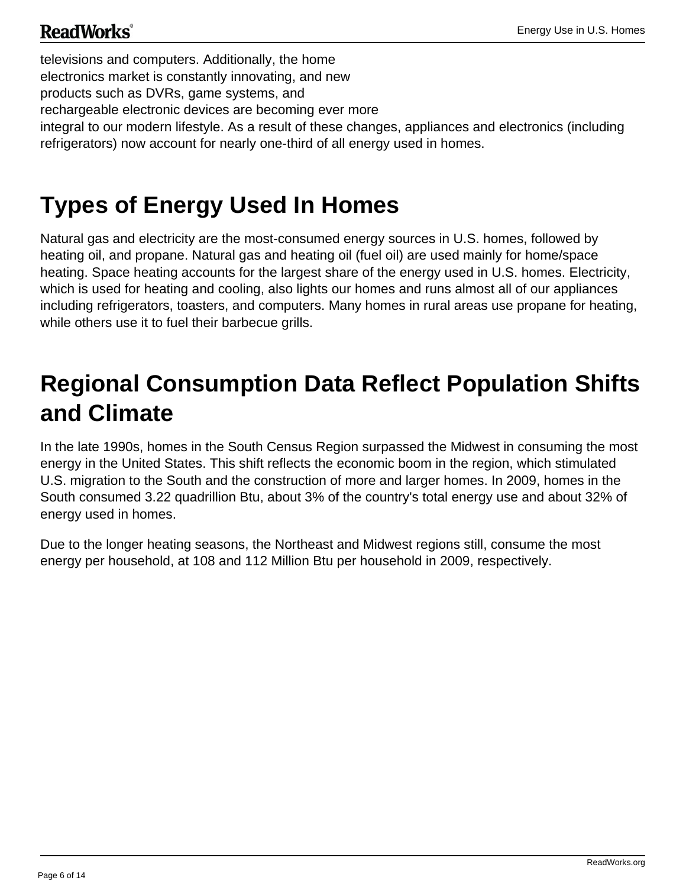televisions and computers. Additionally, the home electronics market is constantly innovating, and new products such as DVRs, game systems, and rechargeable electronic devices are becoming ever more integral to our modern lifestyle. As a result of these changes, appliances and electronics (including refrigerators) now account for nearly one-third of all energy used in homes.

## Types of Energy Used In Homes

Natural gas and electricity are the most-consumed energy sources in U.S. homes, followed by heating oil, and propane. Natural gas and heating oil (fuel oil) are used mainly for home/space heating. Space heating accounts for the largest share of the energy used in U.S. homes. Electricity, which is used for heating and cooling, also lights our homes and runs almost all of our appliances including refrigerators, toasters, and computers. Many homes in rural areas use propane for heating, while others use it to fuel their barbecue grills.

## Regional Consumption Data Reflect Population Shifts and Climate

In the late 1990s, homes in the South Census Region surpassed the Midwest in consuming the most energy in the United States. This shift reflects the economic boom in the region, which stimulated U.S. migration to the South and the construction of more and larger homes. In 2009, homes in the South consumed 3.22 quadrillion Btu, about 3% of the country's total energy use and about 32% of energy used in homes.

Due to the longer heating seasons, the Northeast and Midwest regions still, consume the most energy per household, at 108 and 112 Million Btu per household in 2009, respectively.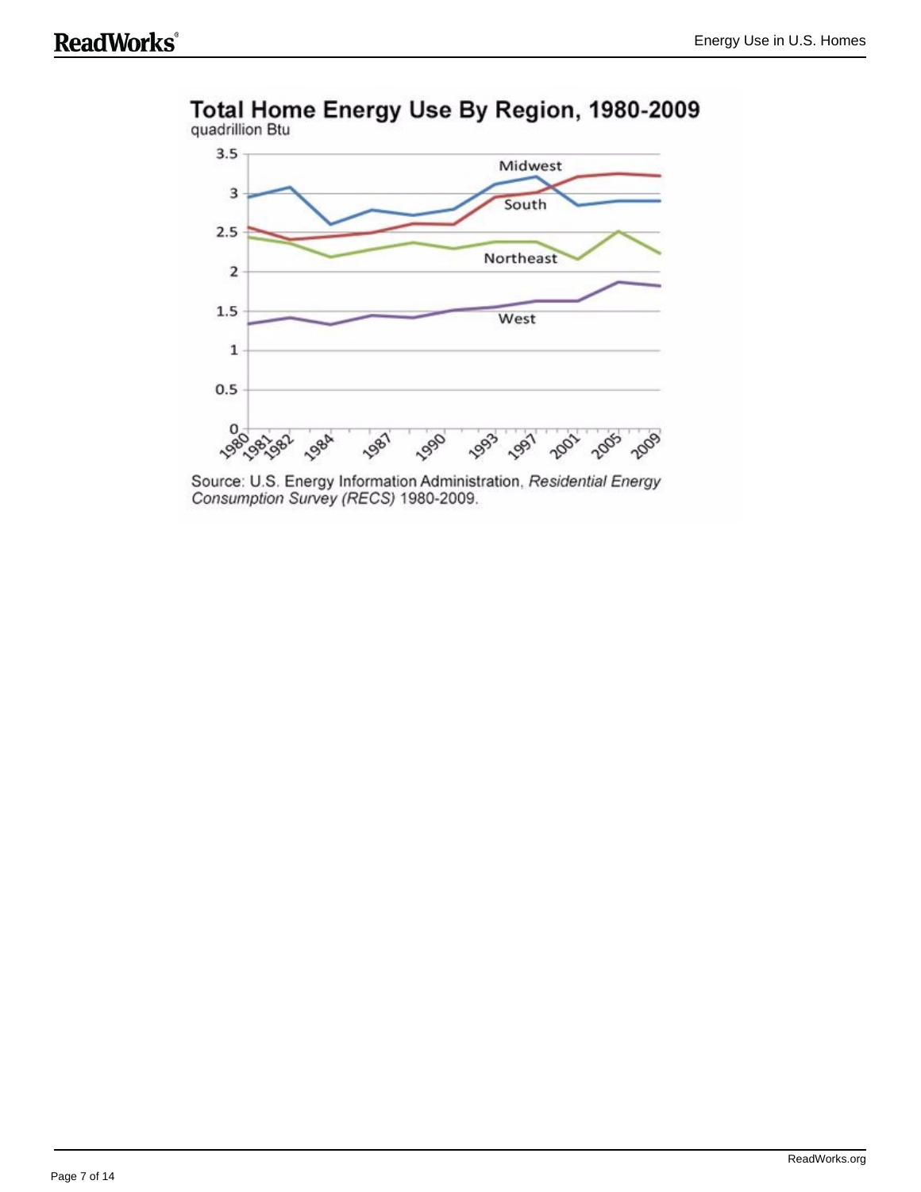**Total Home Energy Use By Region, 1980-2009**
quadrillion Btu

Source: U.S. Energy Information Administration, *Residential Energy Consumption Survey (RECS)* 1980-2009.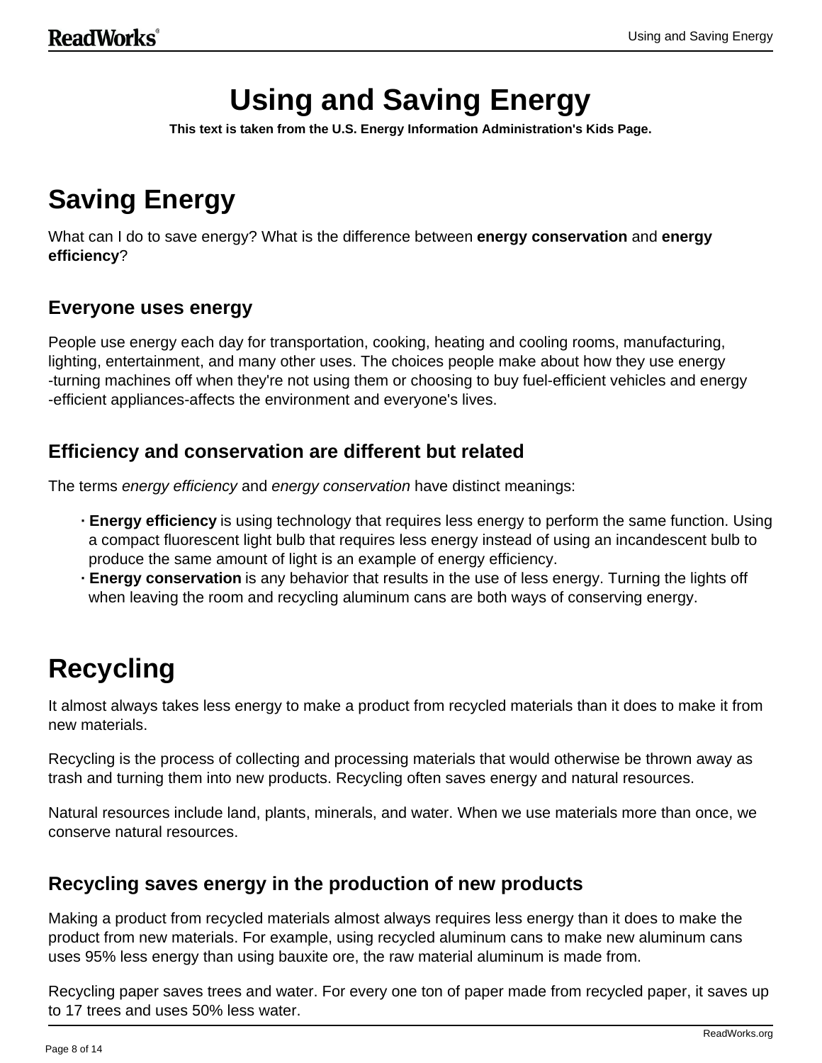# Using and Saving Energy

**This text is taken from the U.S. Energy Information Administration's Kids Page.**

# Saving Energy

What can I do to save energy? What is the difference between **energy conservation** and **energy efficiency**?

## Everyone uses energy

People use energy each day for transportation, cooking, heating and cooling rooms, manufacturing, lighting, entertainment, and many other uses. The choices people make about how they use energy -turning machines off when they're not using them or choosing to buy fuel-efficient vehicles and energy -efficient appliances-affects the environment and everyone's lives.

## Efficiency and conservation are different but related

The terms *energy efficiency* and *energy conservation* have distinct meanings:

- **Energy efficiency** is using technology that requires less energy to perform the same function. Using a compact fluorescent light bulb that requires less energy instead of using an incandescent bulb to produce the same amount of light is an example of energy efficiency.
- **Energy conservation** is any behavior that results in the use of less energy. Turning the lights off when leaving the room and recycling aluminum cans are both ways of conserving energy.

# Recycling

It almost always takes less energy to make a product from recycled materials than it does to make it from new materials.

Recycling is the process of collecting and processing materials that would otherwise be thrown away as trash and turning them into new products. Recycling often saves energy and natural resources.

Natural resources include land, plants, minerals, and water. When we use materials more than once, we conserve natural resources.

## Recycling saves energy in the production of new products

Making a product from recycled materials almost always requires less energy than it does to make the product from new materials. For example, using recycled aluminum cans to make new aluminum cans uses 95% less energy than using bauxite ore, the raw material aluminum is made from.

Recycling paper saves trees and water. For every one ton of paper made from recycled paper, it saves up to 17 trees and uses 50% less water.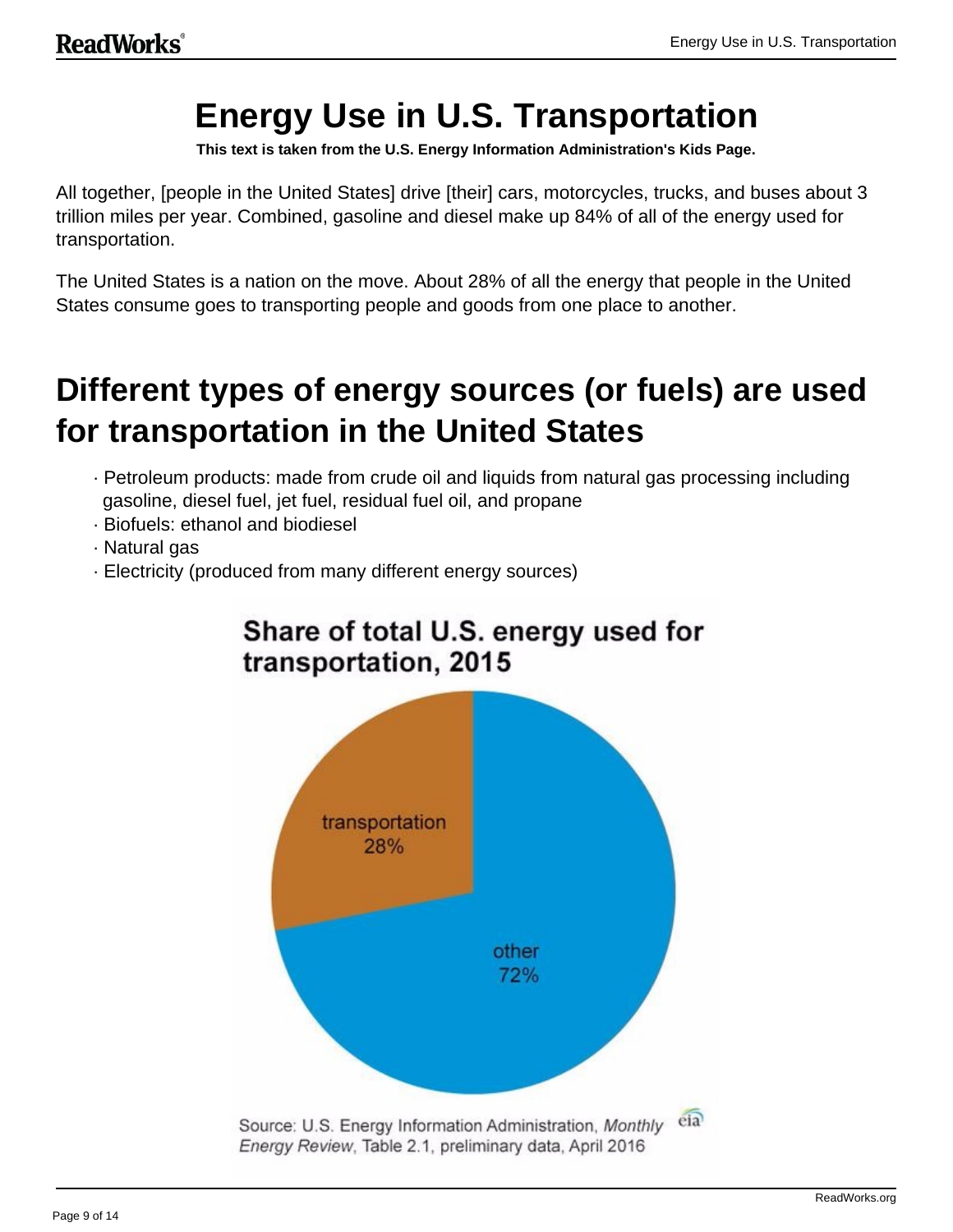# Energy Use in U.S. Transportation

**This text is taken from the U.S. Energy Information Administration's Kids Page.**

All together, [people in the United States] drive [their] cars, motorcycles, trucks, and buses about 3 trillion miles per year. Combined, gasoline and diesel make up 84% of all of the energy used for transportation.

The United States is a nation on the move. About 28% of all the energy that people in the United States consume goes to transporting people and goods from one place to another.

## Different types of energy sources (or fuels) are used for transportation in the United States

- Petroleum products: made from crude oil and liquids from natural gas processing including gasoline, diesel fuel, jet fuel, residual fuel oil, and propane
- Biofuels: ethanol and biodiesel
- Natural gas
- Electricity (produced from many different energy sources)

**Share of total U.S. energy used for transportation, 2015**

| Category | Share |
| --- | --- |
| transportation | 28% |
| other | 72% |

Source: U.S. Energy Information Administration, *Monthly Energy Review*, Table 2.1, preliminary data, April 2016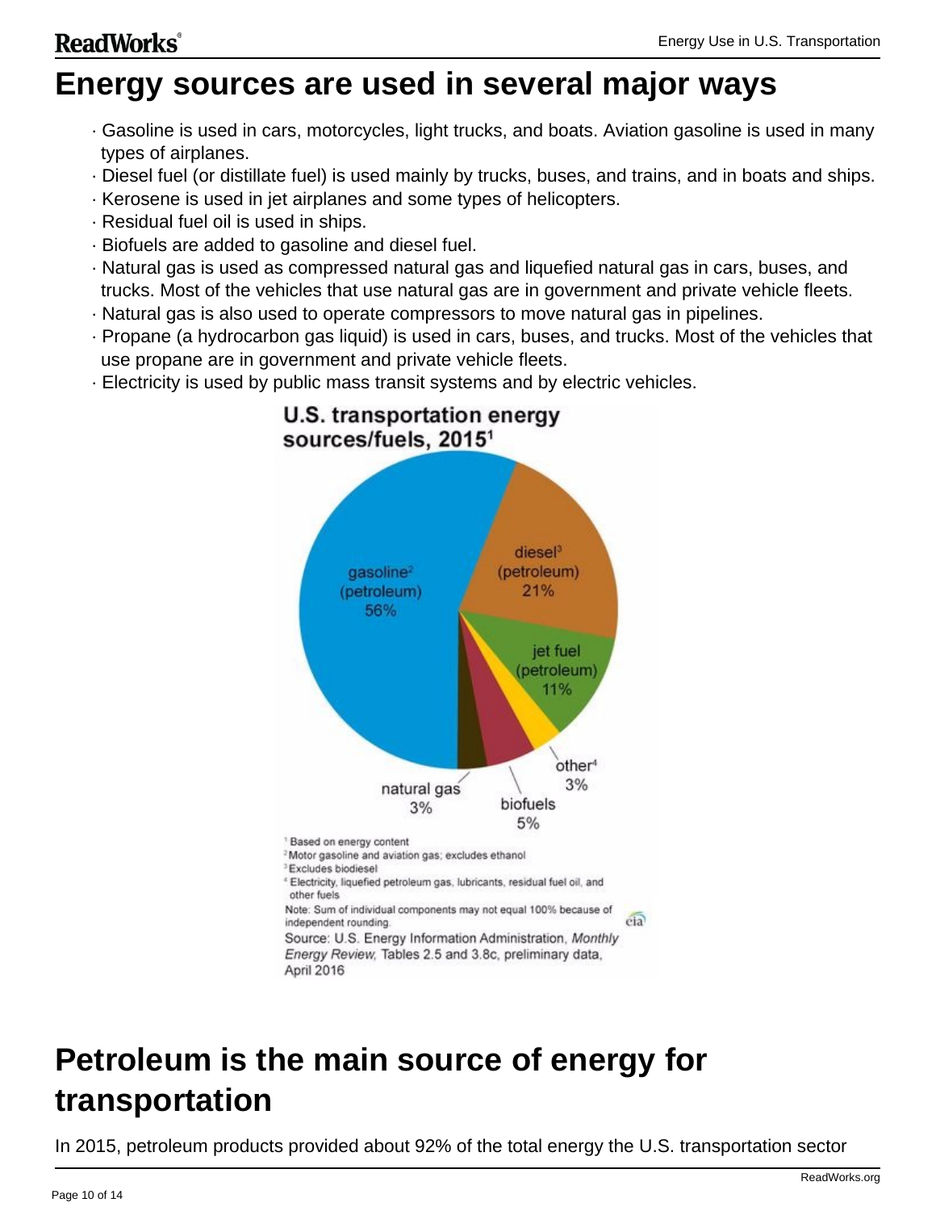# Energy sources are used in several major ways

- Gasoline is used in cars, motorcycles, light trucks, and boats. Aviation gasoline is used in many types of airplanes.
- Diesel fuel (or distillate fuel) is used mainly by trucks, buses, and trains, and in boats and ships.
- Kerosene is used in jet airplanes and some types of helicopters.
- Residual fuel oil is used in ships.
- Biofuels are added to gasoline and diesel fuel.
- Natural gas is used as compressed natural gas and liquefied natural gas in cars, buses, and trucks. Most of the vehicles that use natural gas are in government and private vehicle fleets.
- Natural gas is also used to operate compressors to move natural gas in pipelines.
- Propane (a hydrocarbon gas liquid) is used in cars, buses, and trucks. Most of the vehicles that use propane are in government and private vehicle fleets.
- Electricity is used by public mass transit systems and by electric vehicles.

**U.S. transportation energy sources/fuels, 2015**[1]

| Source | Share |
|---|---|
| gasoline[2] (petroleum) | 56% |
| diesel[3] (petroleum) | 21% |
| jet fuel (petroleum) | 11% |
| biofuels | 5% |
| natural gas | 3% |
| other[4] | 3% |

[1] Based on energy content
[2] Motor gasoline and aviation gas; excludes ethanol
[3] Excludes biodiesel
[4] Electricity, liquefied petroleum gas, lubricants, residual fuel oil, and other fuels

Note: Sum of individual components may not equal 100% because of independent rounding.

Source: U.S. Energy Information Administration, *Monthly Energy Review*, Tables 2.5 and 3.8c, preliminary data, April 2016

# Petroleum is the main source of energy for transportation

In 2015, petroleum products provided about 92% of the total energy the U.S. transportation sector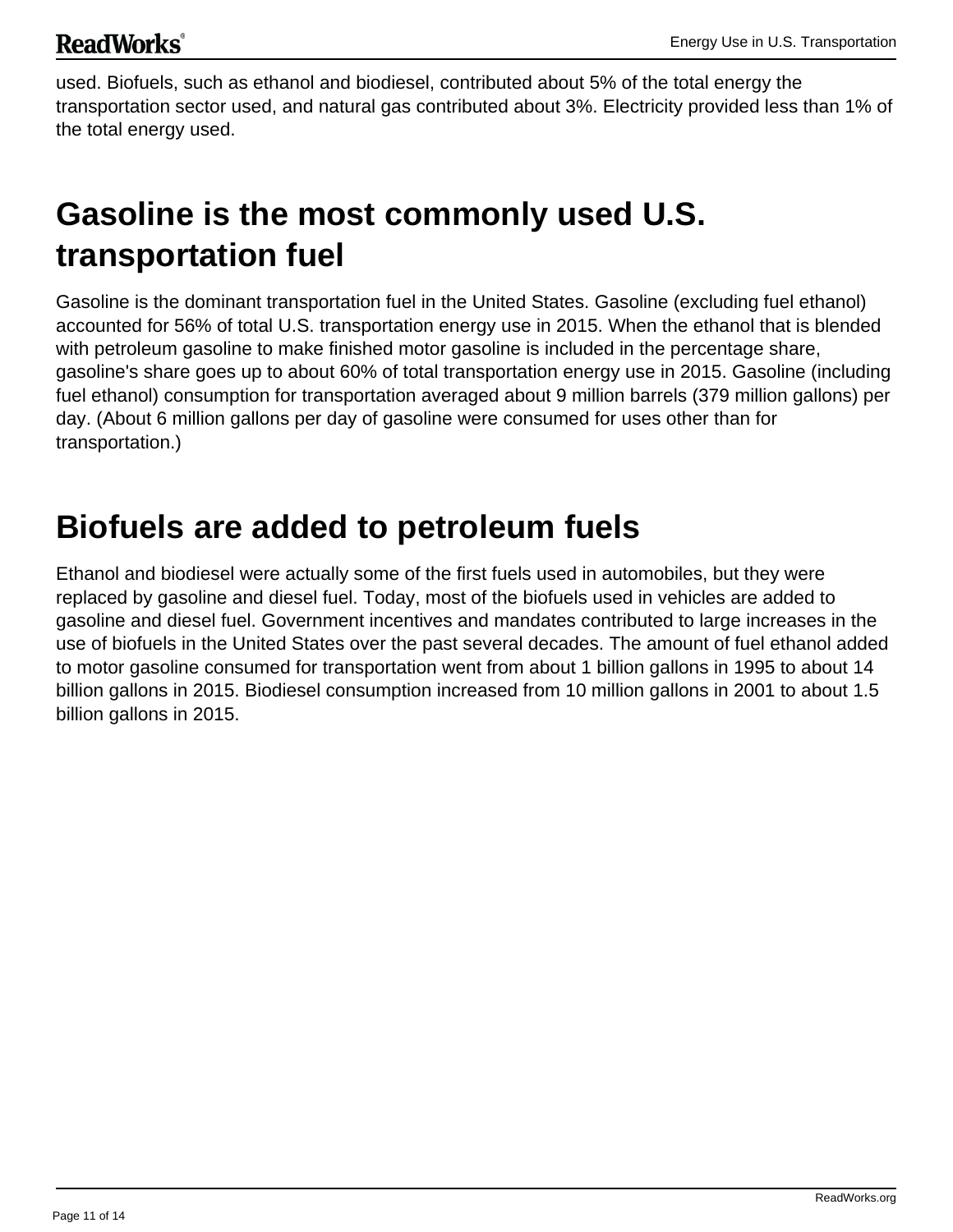used. Biofuels, such as ethanol and biodiesel, contributed about 5% of the total energy the transportation sector used, and natural gas contributed about 3%. Electricity provided less than 1% of the total energy used.

## Gasoline is the most commonly used U.S. transportation fuel

Gasoline is the dominant transportation fuel in the United States. Gasoline (excluding fuel ethanol) accounted for 56% of total U.S. transportation energy use in 2015. When the ethanol that is blended with petroleum gasoline to make finished motor gasoline is included in the percentage share, gasoline's share goes up to about 60% of total transportation energy use in 2015. Gasoline (including fuel ethanol) consumption for transportation averaged about 9 million barrels (379 million gallons) per day. (About 6 million gallons per day of gasoline were consumed for uses other than for transportation.)

## Biofuels are added to petroleum fuels

Ethanol and biodiesel were actually some of the first fuels used in automobiles, but they were replaced by gasoline and diesel fuel. Today, most of the biofuels used in vehicles are added to gasoline and diesel fuel. Government incentives and mandates contributed to large increases in the use of biofuels in the United States over the past several decades. The amount of fuel ethanol added to motor gasoline consumed for transportation went from about 1 billion gallons in 1995 to about 14 billion gallons in 2015. Biodiesel consumption increased from 10 million gallons in 2001 to about 1.5 billion gallons in 2015.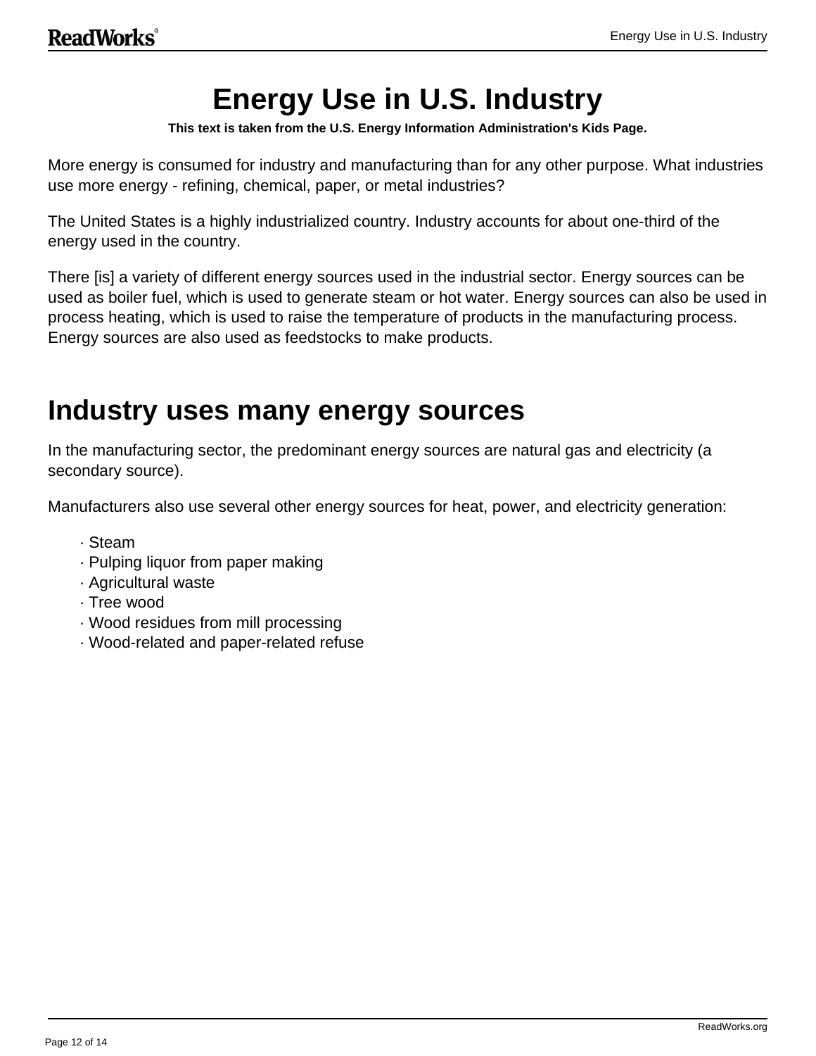# Energy Use in U.S. Industry

**This text is taken from the U.S. Energy Information Administration's Kids Page.**

More energy is consumed for industry and manufacturing than for any other purpose. What industries use more energy - refining, chemical, paper, or metal industries?

The United States is a highly industrialized country. Industry accounts for about one-third of the energy used in the country.

There [is] a variety of different energy sources used in the industrial sector. Energy sources can be used as boiler fuel, which is used to generate steam or hot water. Energy sources can also be used in process heating, which is used to raise the temperature of products in the manufacturing process. Energy sources are also used as feedstocks to make products.

## Industry uses many energy sources

In the manufacturing sector, the predominant energy sources are natural gas and electricity (a secondary source).

Manufacturers also use several other energy sources for heat, power, and electricity generation:

- Steam
- Pulping liquor from paper making
- Agricultural waste
- Tree wood
- Wood residues from mill processing
- Wood-related and paper-related refuse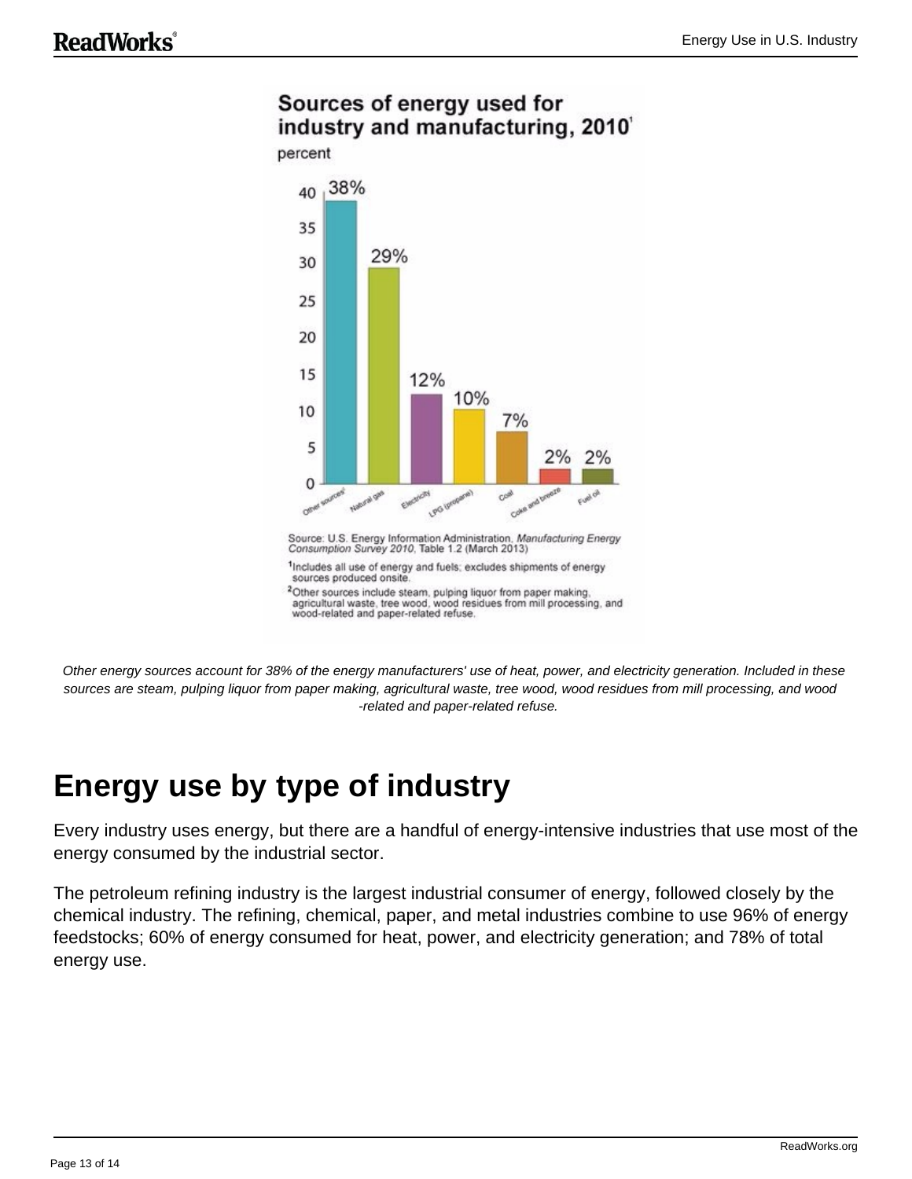## Sources of energy used for industry and manufacturing, 2010[1]

percent

| Source | Percent |
| --- | --- |
| Other sources[2] | 38% |
| Natural gas | 29% |
| Electricity | 12% |
| LPG (propane) | 10% |
| Coal | 7% |
| Coke and breeze | 2% |
| Fuel oil | 2% |

Source: U.S. Energy Information Administration, *Manufacturing Energy Consumption Survey 2010*, Table 1.2 (March 2013)

[1]Includes all use of energy and fuels; excludes shipments of energy sources produced onsite.

[2]Other sources include steam, pulping liquor from paper making, agricultural waste, tree wood, wood residues from mill processing, and wood-related and paper-related refuse.

*Other energy sources account for 38% of the energy manufacturers' use of heat, power, and electricity generation. Included in these sources are steam, pulping liquor from paper making, agricultural waste, tree wood, wood residues from mill processing, and wood-related and paper-related refuse.*

# Energy use by type of industry

Every industry uses energy, but there are a handful of energy-intensive industries that use most of the energy consumed by the industrial sector.

The petroleum refining industry is the largest industrial consumer of energy, followed closely by the chemical industry. The refining, chemical, paper, and metal industries combine to use 96% of energy feedstocks; 60% of energy consumed for heat, power, and electricity generation; and 78% of total energy use.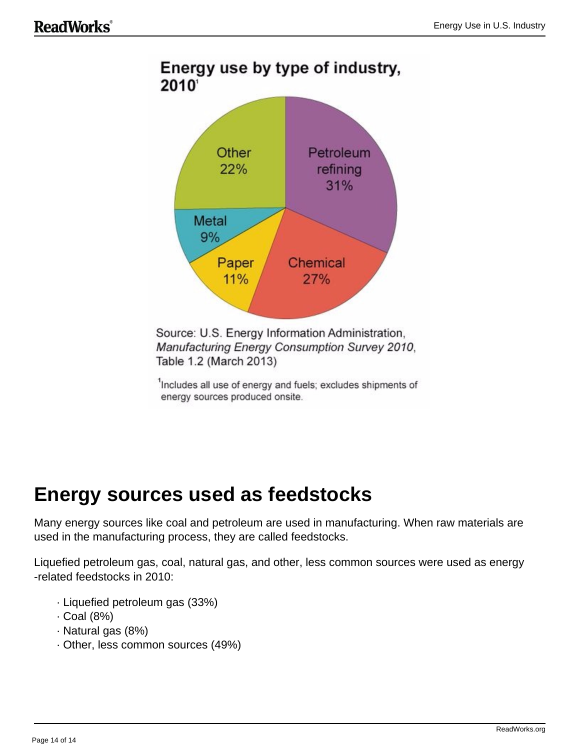Energy use by type of industry, 2010[1]

Other 22%

Petroleum refining 31%

Metal 9%

Paper 11%

Chemical 27%

Source: U.S. Energy Information Administration, *Manufacturing Energy Consumption Survey 2010*, Table 1.2 (March 2013)

[1]Includes all use of energy and fuels; excludes shipments of energy sources produced onsite.

# Energy sources used as feedstocks

Many energy sources like coal and petroleum are used in manufacturing. When raw materials are used in the manufacturing process, they are called feedstocks.

Liquefied petroleum gas, coal, natural gas, and other, less common sources were used as energy-related feedstocks in 2010:

- Liquefied petroleum gas (33%)
- Coal (8%)
- Natural gas (8%)
- Other, less common sources (49%)